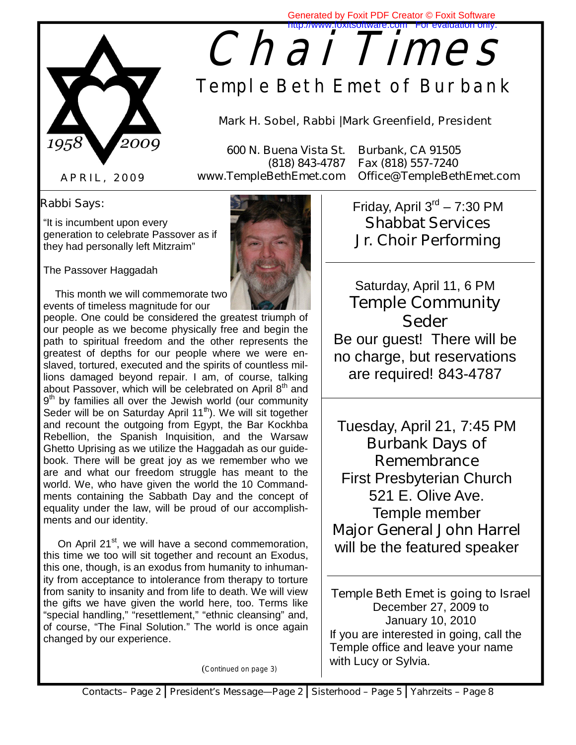# Chai Times

## Temple Beth Emet of Burbank

Mark H. Sobel, Rabbi |Mark Greenfield, President

600 N. Buena Vista St. Burbank, CA 91505
(818) 843-4787 Fax (818) 557-7240
www.TempleBethEmet.com Office@TempleBethEmet.com

1958 2009

APRIL, 2009

### Rabbi Says:

"It is incumbent upon every generation to celebrate Passover as if they had personally left Mitzraim"

The Passover Haggadah

This month we will commemorate two events of timeless magnitude for our people. One could be considered the greatest triumph of our people as we become physically free and begin the path to spiritual freedom and the other represents the greatest of depths for our people where we were enslaved, tortured, executed and the spirits of countless millions damaged beyond repair. I am, of course, talking about Passover, which will be celebrated on April 8th and 9th by families all over the Jewish world (our community Seder will be on Saturday April 11th). We will sit together and recount the outgoing from Egypt, the Bar Kockhba Rebellion, the Spanish Inquisition, and the Warsaw Ghetto Uprising as we utilize the Haggadah as our guidebook. There will be great joy as we remember who we are and what our freedom struggle has meant to the world. We, who have given the world the 10 Commandments containing the Sabbath Day and the concept of equality under the law, will be proud of our accomplishments and our identity.

On April 21st, we will have a second commemoration, this time we too will sit together and recount an Exodus, this one, though, is an exodus from humanity to inhumanity from acceptance to intolerance from therapy to torture from sanity to insanity and from life to death. We will view the gifts we have given the world here, too. Terms like "special handling," "resettlement," "ethnic cleansing" and, of course, "The Final Solution." The world is once again changed by our experience.

(Continued on page 3)

---

Friday, April 3rd – 7:30 PM
**Shabbat Services**
**Jr. Choir Performing**

---

Saturday, April 11, 6 PM
**Temple Community Seder**
Be our guest! There will be no charge, but reservations are required! 843-4787

---

Tuesday, April 21, 7:45 PM
**Burbank Days of Remembrance**
First Presbyterian Church
521 E. Olive Ave.
Temple member
Major General John Harrel
will be the featured speaker

---

Temple Beth Emet is going to Israel
December 27, 2009 to
January 10, 2010
If you are interested in going, call the Temple office and leave your name with Lucy or Sylvia.

---

Contacts– Page 2 | President's Message—Page 2 | Sisterhood – Page 5 | Yahrzeits – Page 8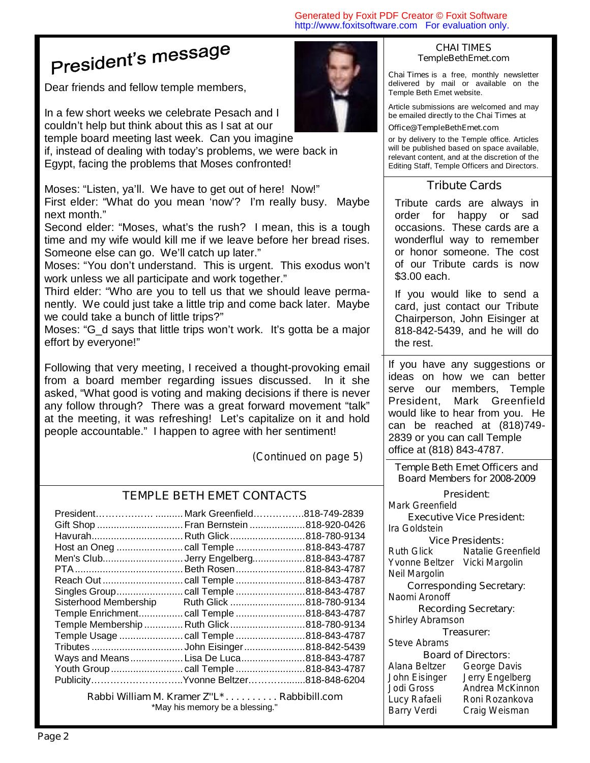# President's message

Dear friends and fellow temple members,

In a few short weeks we celebrate Pesach and I couldn't help but think about this as I sat at our temple board meeting last week. Can you imagine if, instead of dealing with today's problems, we were back in Egypt, facing the problems that Moses confronted!

Moses: "Listen, ya'll. We have to get out of here! Now!"
First elder: "What do you mean 'now'? I'm really busy. Maybe next month."
Second elder: "Moses, what's the rush? I mean, this is a tough time and my wife would kill me if we leave before her bread rises. Someone else can go. We'll catch up later."
Moses: "You don't understand. This is urgent. This exodus won't work unless we all participate and work together."
Third elder: "Who are you to tell us that we should leave permanently. We could just take a little trip and come back later. Maybe we could take a bunch of little trips?"
Moses: "G_d says that little trips won't work. It's gotta be a major effort by everyone!"

Following that very meeting, I received a thought-provoking email from a board member regarding issues discussed. In it she asked, "What good is voting and making decisions if there is never any follow through? There was a great forward movement "talk" at the meeting, it was refreshing! Let's capitalize on it and hold people accountable." I happen to agree with her sentiment!

(Continued on page 5)

## TEMPLE BETH EMET CONTACTS

| | | |
|---|---|---|
| President | Mark Greenfield | 818-749-2839 |
| Gift Shop | Fran Bernstein | 818-920-0426 |
| Havurah | Ruth Glick | 818-780-9134 |
| Host an Oneg | call Temple | 818-843-4787 |
| Men's Club | Jerry Engelberg | 818-843-4787 |
| PTA | Beth Rosen | 818-843-4787 |
| Reach Out | call Temple | 818-843-4787 |
| Singles Group | call Temple | 818-843-4787 |
| Sisterhood Membership | Ruth Glick | 818-780-9134 |
| Temple Enrichment | call Temple | 818-843-4787 |
| Temple Membership | Ruth Glick | 818-780-9134 |
| Temple Usage | call Temple | 818-843-4787 |
| Tributes | John Eisinger | 818-842-5439 |
| Ways and Means | Lisa De Luca | 818-843-4787 |
| Youth Group | call Temple | 818-843-4787 |
| Publicity | Yvonne Beltzer | 818-848-6204 |

Rabbi William M. Kramer Z"L* . . . . . . . . . . Rabbibill.com
*May his memory be a blessing."

## CHAI TIMES
TempleBethEmet.com

Chai Times is a free, monthly newsletter delivered by mail or available on the Temple Beth Emet website.

Article submissions are welcomed and may be emailed directly to the Chai Times at

Office@TempleBethEmet.com

or by delivery to the Temple office. Articles will be published based on space available, relevant content, and at the discretion of the Editing Staff, Temple Officers and Directors.

## Tribute Cards

Tribute cards are always in order for happy or sad occasions. These cards are a wonderful way to remember or honor someone. The cost of our Tribute cards is now $3.00 each.

If you would like to send a card, just contact our Tribute Chairperson, John Eisinger at 818-842-5439, and he will do the rest.

If you have any suggestions or ideas on how we can better serve our members, Temple President, Mark Greenfield would like to hear from you. He can be reached at (818)749-2839 or you can call Temple office at (818) 843-4787.

## Temple Beth Emet Officers and Board Members for 2008-2009

**President:**
Mark Greenfield

**Executive Vice President:**
Ira Goldstein

**Vice Presidents:**
Ruth Glick, Natalie Greenfield, Yvonne Beltzer, Vicki Margolin, Neil Margolin

**Corresponding Secretary:**
Naomi Aronoff

**Recording Secretary:**
Shirley Abramson

**Treasurer:**
Steve Abrams

**Board of Directors:**
Alana Beltzer, George Davis, John Eisinger, Jerry Engelberg, Jodi Gross, Andrea McKinnon, Lucy Rafaeli, Roni Rozankova, Barry Verdi, Craig Weisman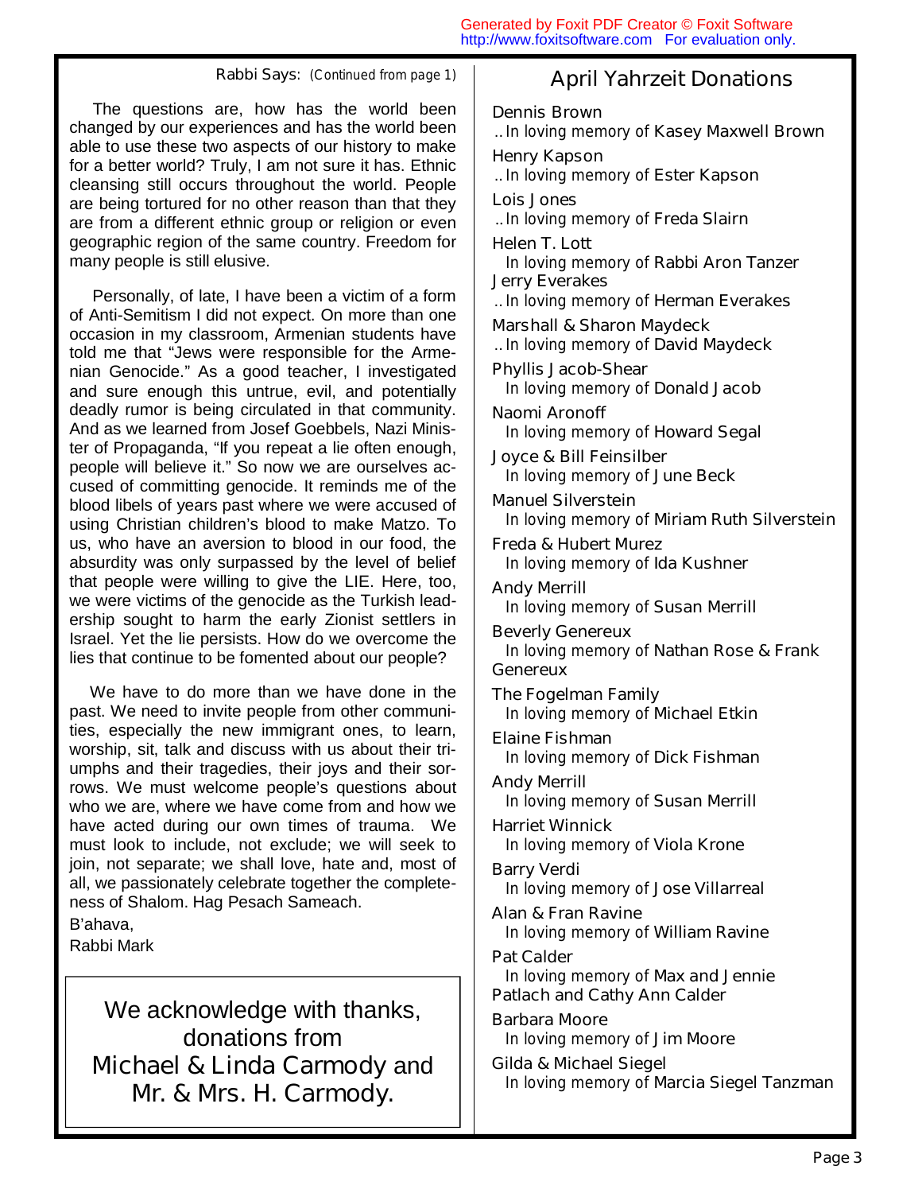Rabbi Says: (Continued from page 1)

The questions are, how has the world been changed by our experiences and has the world been able to use these two aspects of our history to make for a better world? Truly, I am not sure it has. Ethnic cleansing still occurs throughout the world. People are being tortured for no other reason than that they are from a different ethnic group or religion or even geographic region of the same country. Freedom for many people is still elusive.

Personally, of late, I have been a victim of a form of Anti-Semitism I did not expect. On more than one occasion in my classroom, Armenian students have told me that "Jews were responsible for the Armenian Genocide." As a good teacher, I investigated and sure enough this untrue, evil, and potentially deadly rumor is being circulated in that community. And as we learned from Josef Goebbels, Nazi Minister of Propaganda, "If you repeat a lie often enough, people will believe it." So now we are ourselves accused of committing genocide. It reminds me of the blood libels of years past where we were accused of using Christian children's blood to make Matzo. To us, who have an aversion to blood in our food, the absurdity was only surpassed by the level of belief that people were willing to give the LIE. Here, too, we were victims of the genocide as the Turkish leadership sought to harm the early Zionist settlers in Israel. Yet the lie persists. How do we overcome the lies that continue to be fomented about our people?

We have to do more than we have done in the past. We need to invite people from other communities, especially the new immigrant ones, to learn, worship, sit, talk and discuss with us about their triumphs and their tragedies, their joys and their sorrows. We must welcome people's questions about who we are, where we have come from and how we have acted during our own times of trauma. We must look to include, not exclude; we will seek to join, not separate; we shall love, hate and, most of all, we passionately celebrate together the completeness of Shalom. Hag Pesach Sameach.

B'ahava,
Rabbi Mark

We acknowledge with thanks, donations from Michael & Linda Carmody and Mr. & Mrs. H. Carmody.

## April Yahrzeit Donations

**Dennis Brown**
..In loving memory of Kasey Maxwell Brown

**Henry Kapson**
..In loving memory of Ester Kapson

**Lois Jones**
..In loving memory of Freda Slairn

**Helen T. Lott**
In loving memory of Rabbi Aron Tanzer

**Jerry Everakes**
..In loving memory of Herman Everakes

**Marshall & Sharon Maydeck**
..In loving memory of David Maydeck

**Phyllis Jacob-Shear**
In loving memory of Donald Jacob

**Naomi Aronoff**
In loving memory of Howard Segal

**Joyce & Bill Feinsilber**
In loving memory of June Beck

**Manuel Silverstein**
In loving memory of Miriam Ruth Silverstein

**Freda & Hubert Murez**
In loving memory of Ida Kushner

**Andy Merrill**
In loving memory of Susan Merrill

**Beverly Genereux**
In loving memory of Nathan Rose & Frank Genereux

**The Fogelman Family**
In loving memory of Michael Etkin

**Elaine Fishman**
In loving memory of Dick Fishman

**Andy Merrill**
In loving memory of Susan Merrill

**Harriet Winnick**
In loving memory of Viola Krone

**Barry Verdi**
In loving memory of Jose Villarreal

**Alan & Fran Ravine**
In loving memory of William Ravine

**Pat Calder**
In loving memory of Max and Jennie Patlach and Cathy Ann Calder

**Barbara Moore**
In loving memory of Jim Moore

**Gilda & Michael Siegel**
In loving memory of Marcia Siegel Tanzman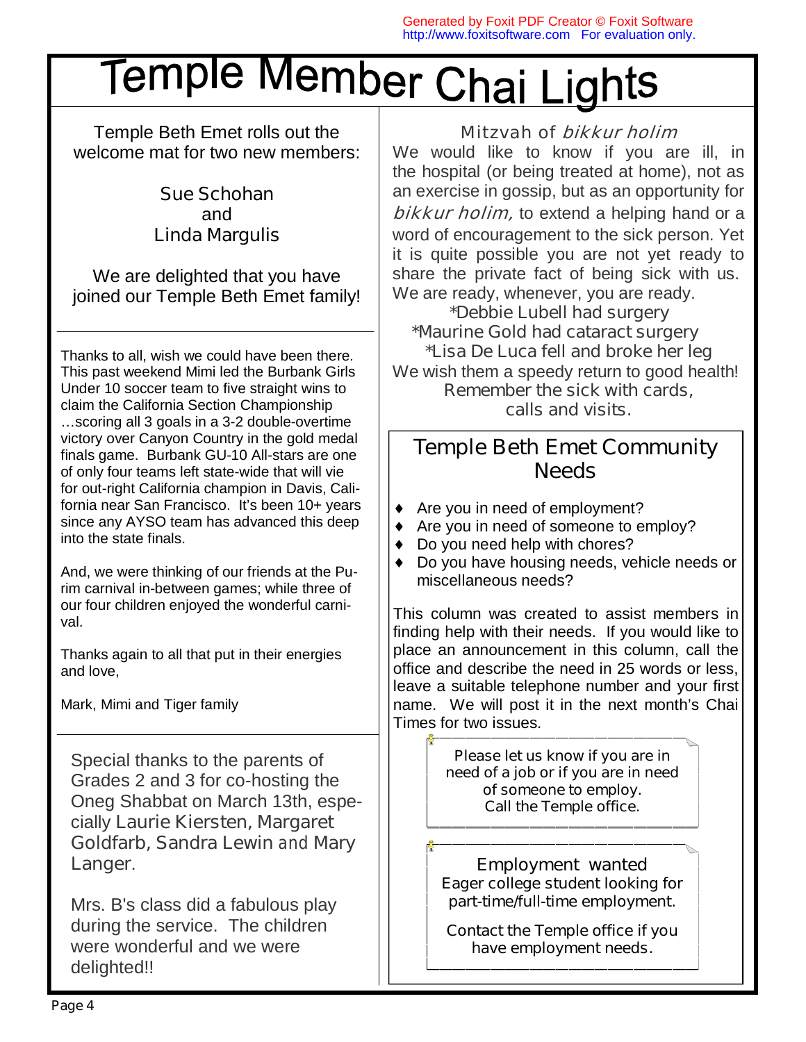# Temple Member Chai Lights

Temple Beth Emet rolls out the welcome mat for two new members:

Sue Schohan
and
Linda Margulis

We are delighted that you have joined our Temple Beth Emet family!

---

Thanks to all, wish we could have been there. This past weekend Mimi led the Burbank Girls Under 10 soccer team to five straight wins to claim the California Section Championship …scoring all 3 goals in a 3-2 double-overtime victory over Canyon Country in the gold medal finals game. Burbank GU-10 All-stars are one of only four teams left state-wide that will vie for out-right California champion in Davis, California near San Francisco. It's been 10+ years since any AYSO team has advanced this deep into the state finals.

And, we were thinking of our friends at the Purim carnival in-between games; while three of our four children enjoyed the wonderful carnival.

Thanks again to all that put in their energies and love,

Mark, Mimi and Tiger family

---

Special thanks to the parents of Grades 2 and 3 for co-hosting the Oneg Shabbat on March 13th, especially Laurie Kiersten, Margaret Goldfarb, Sandra Lewin and Mary Langer.

Mrs. B's class did a fabulous play during the service. The children were wonderful and we were delighted!!

## Mitzvah of *bikkur holim*

We would like to know if you are ill, in the hospital (or being treated at home), not as an exercise in gossip, but as an opportunity for *bikkur holim,* to extend a helping hand or a word of encouragement to the sick person. Yet it is quite possible you are not yet ready to share the private fact of being sick with us. We are ready, whenever, you are ready.

*Debbie Lubell had surgery
*Maurine Gold had cataract surgery
*Lisa De Luca fell and broke her leg

We wish them a speedy return to good health!
Remember the sick with cards, calls and visits.

## Temple Beth Emet Community Needs

- Are you in need of employment?
- Are you in need of someone to employ?
- Do you need help with chores?
- Do you have housing needs, vehicle needs or miscellaneous needs?

This column was created to assist members in finding help with their needs. If you would like to place an announcement in this column, call the office and describe the need in 25 words or less, leave a suitable telephone number and your first name. We will post it in the next month's Chai Times for two issues.

Please let us know if you are in need of a job or if you are in need of someone to employ.
Call the Temple office.

**Employment wanted**
Eager college student looking for part-time/full-time employment.

Contact the Temple office if you have employment needs.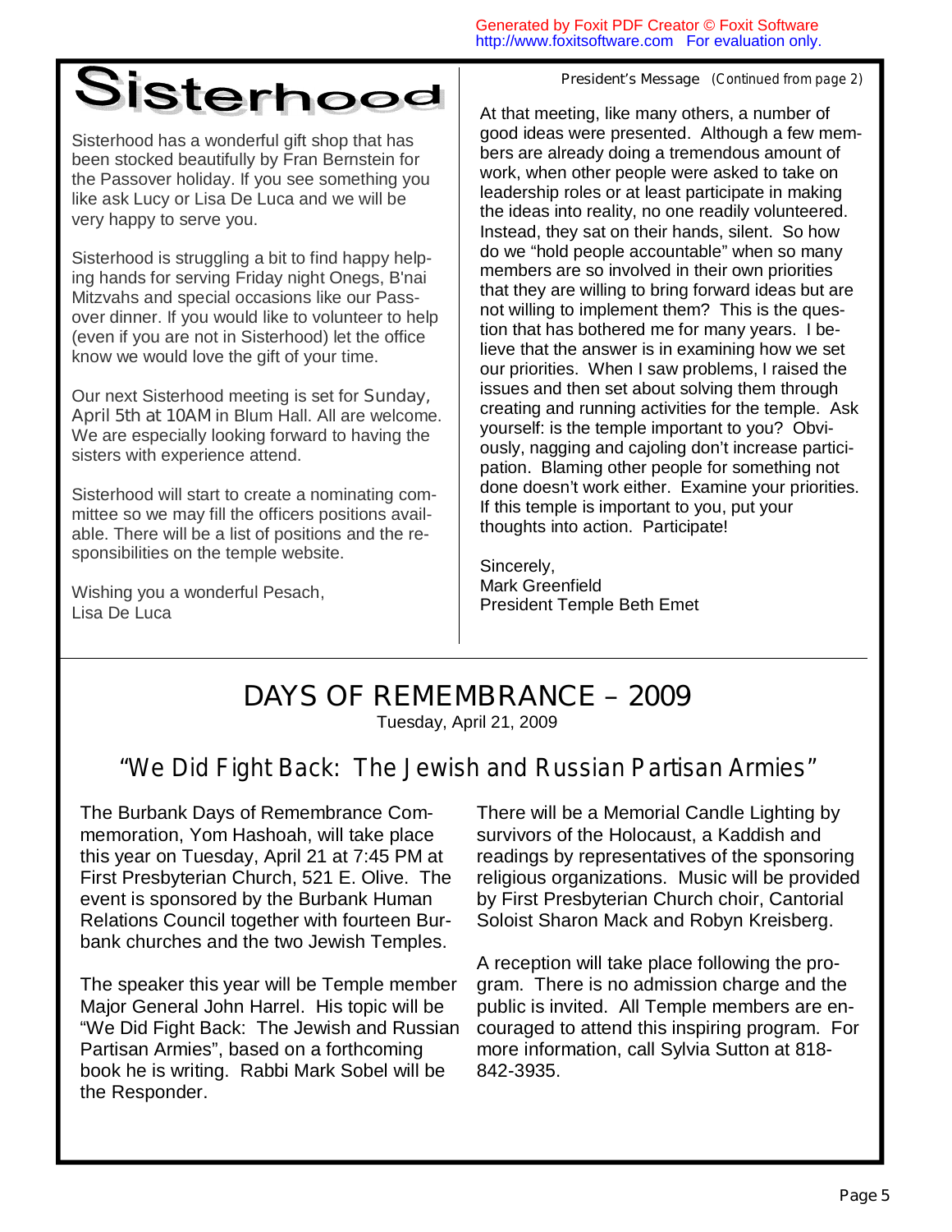# Sisterhood

Sisterhood has a wonderful gift shop that has been stocked beautifully by Fran Bernstein for the Passover holiday. If you see something you like ask Lucy or Lisa De Luca and we will be very happy to serve you.

Sisterhood is struggling a bit to find happy helping hands for serving Friday night Onegs, B'nai Mitzvahs and special occasions like our Passover dinner. If you would like to volunteer to help (even if you are not in Sisterhood) let the office know we would love the gift of your time.

Our next Sisterhood meeting is set for Sunday, April 5th at 10AM in Blum Hall. All are welcome. We are especially looking forward to having the sisters with experience attend.

Sisterhood will start to create a nominating committee so we may fill the officers positions available. There will be a list of positions and the responsibilities on the temple website.

Wishing you a wonderful Pesach,
Lisa De Luca

President's Message (Continued from page 2)

At that meeting, like many others, a number of good ideas were presented. Although a few members are already doing a tremendous amount of work, when other people were asked to take on leadership roles or at least participate in making the ideas into reality, no one readily volunteered. Instead, they sat on their hands, silent. So how do we "hold people accountable" when so many members are so involved in their own priorities that they are willing to bring forward ideas but are not willing to implement them? This is the question that has bothered me for many years. I believe that the answer is in examining how we set our priorities. When I saw problems, I raised the issues and then set about solving them through creating and running activities for the temple. Ask yourself: is the temple important to you? Obviously, nagging and cajoling don't increase participation. Blaming other people for something not done doesn't work either. Examine your priorities. If this temple is important to you, put your thoughts into action. Participate!

Sincerely,
Mark Greenfield
President Temple Beth Emet

# DAYS OF REMEMBRANCE – 2009

Tuesday, April 21, 2009

## "We Did Fight Back: The Jewish and Russian Partisan Armies"

The Burbank Days of Remembrance Commemoration, Yom Hashoah, will take place this year on Tuesday, April 21 at 7:45 PM at First Presbyterian Church, 521 E. Olive. The event is sponsored by the Burbank Human Relations Council together with fourteen Burbank churches and the two Jewish Temples.

The speaker this year will be Temple member Major General John Harrel. His topic will be "We Did Fight Back: The Jewish and Russian Partisan Armies", based on a forthcoming book he is writing. Rabbi Mark Sobel will be the Responder.

There will be a Memorial Candle Lighting by survivors of the Holocaust, a Kaddish and readings by representatives of the sponsoring religious organizations. Music will be provided by First Presbyterian Church choir, Cantorial Soloist Sharon Mack and Robyn Kreisberg.

A reception will take place following the program. There is no admission charge and the public is invited. All Temple members are encouraged to attend this inspiring program. For more information, call Sylvia Sutton at 818-842-3935.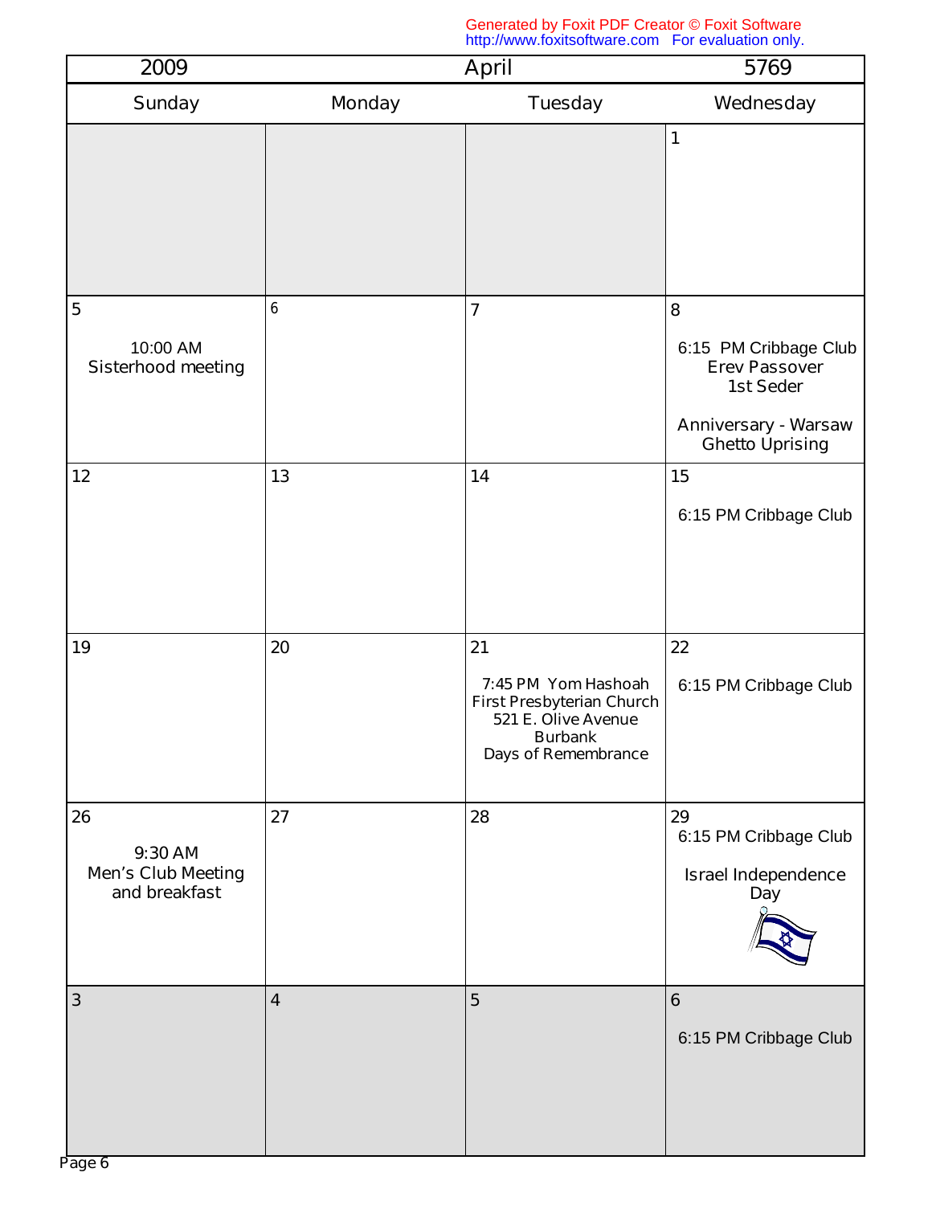| 2009 | | April | 5769 |
|---|---|---|---|
| **Sunday** | **Monday** | **Tuesday** | **Wednesday** |
| | | | 1 |
| 5<br><br>10:00 AM<br>Sisterhood meeting | 6 | 7 | 8<br><br>6:15 PM Cribbage Club<br>Erev Passover<br>1st Seder<br><br>Anniversary - Warsaw Ghetto Uprising |
| 12 | 13 | 14 | 15<br><br>6:15 PM Cribbage Club |
| 19 | 20 | 21<br><br>7:45 PM Yom Hashoah<br>First Presbyterian Church<br>521 E. Olive Avenue<br>Burbank<br>Days of Remembrance | 22<br><br>6:15 PM Cribbage Club |
| 26<br><br>9:30 AM<br>Men's Club Meeting and breakfast | 27 | 28 | 29<br>6:15 PM Cribbage Club<br><br>Israel Independence Day |
| 3 | 4 | 5 | 6<br><br>6:15 PM Cribbage Club |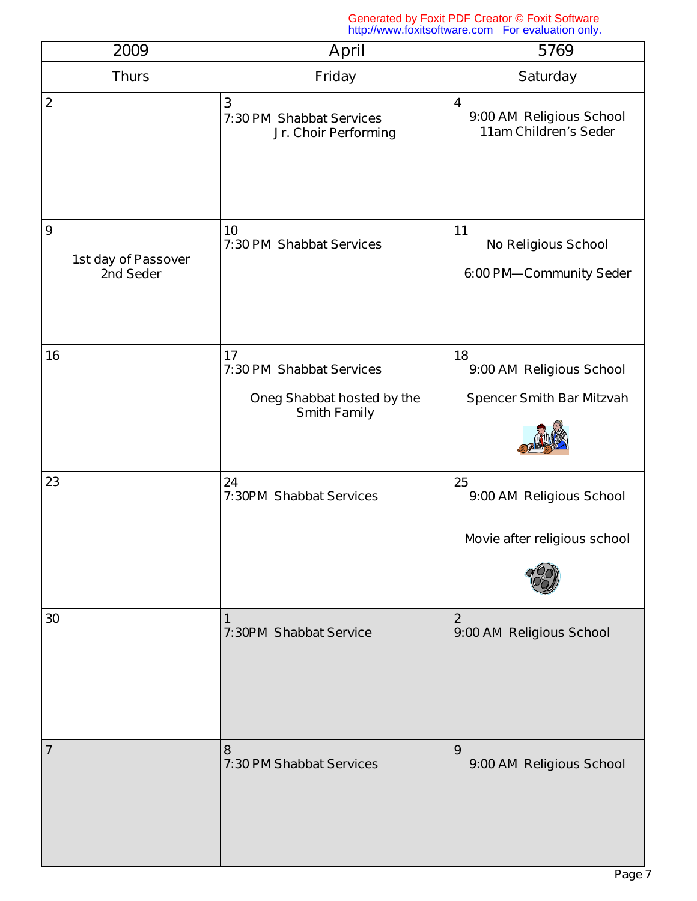| 2009 | April | 5769 |
|---|---|---|
| **Thurs** | **Friday** | **Saturday** |
| 2 | 3<br>7:30 PM Shabbat Services<br>Jr. Choir Performing | 4<br>9:00 AM Religious School<br>11am Children's Seder |
| 9<br>1st day of Passover<br>2nd Seder | 10<br>7:30 PM Shabbat Services | 11<br>No Religious School<br>6:00 PM—Community Seder |
| 16 | 17<br>7:30 PM Shabbat Services<br>Oneg Shabbat hosted by the Smith Family | 18<br>9:00 AM Religious School<br>Spencer Smith Bar Mitzvah |
| 23 | 24<br>7:30PM Shabbat Services | 25<br>9:00 AM Religious School<br>Movie after religious school |
| 30 | 1<br>7:30PM Shabbat Service | 2<br>9:00 AM Religious School |
| 7 | 8<br>7:30 PM Shabbat Services | 9<br>9:00 AM Religious School |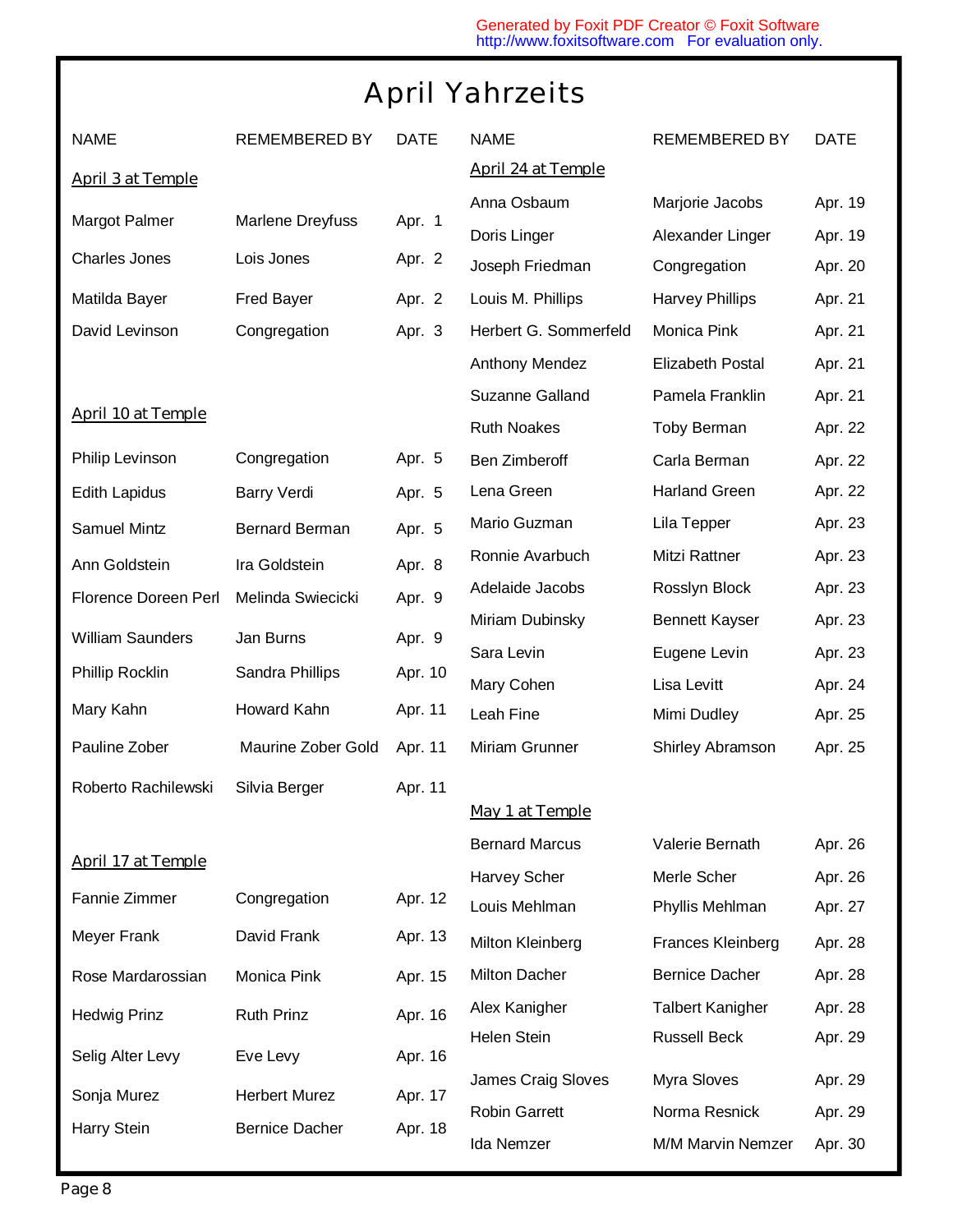# April Yahrzeits

| NAME | REMEMBERED BY | DATE |
|---|---|---|
| **April 3 at Temple** | | |
| Margot Palmer | Marlene Dreyfuss | Apr. 1 |
| Charles Jones | Lois Jones | Apr. 2 |
| Matilda Bayer | Fred Bayer | Apr. 2 |
| David Levinson | Congregation | Apr. 3 |
| **April 10 at Temple** | | |
| Philip Levinson | Congregation | Apr. 5 |
| Edith Lapidus | Barry Verdi | Apr. 5 |
| Samuel Mintz | Bernard Berman | Apr. 5 |
| Ann Goldstein | Ira Goldstein | Apr. 8 |
| Florence Doreen Perl | Melinda Swiecicki | Apr. 9 |
| William Saunders | Jan Burns | Apr. 9 |
| Phillip Rocklin | Sandra Phillips | Apr. 10 |
| Mary Kahn | Howard Kahn | Apr. 11 |
| Pauline Zober | Maurine Zober Gold | Apr. 11 |
| Roberto Rachilewski | Silvia Berger | Apr. 11 |
| **April 17 at Temple** | | |
| Fannie Zimmer | Congregation | Apr. 12 |
| Meyer Frank | David Frank | Apr. 13 |
| Rose Mardarossian | Monica Pink | Apr. 15 |
| Hedwig Prinz | Ruth Prinz | Apr. 16 |
| Selig Alter Levy | Eve Levy | Apr. 16 |
| Sonja Murez | Herbert Murez | Apr. 17 |
| Harry Stein | Bernice Dacher | Apr. 18 |
| **April 24 at Temple** | | |
| Anna Osbaum | Marjorie Jacobs | Apr. 19 |
| Doris Linger | Alexander Linger | Apr. 19 |
| Joseph Friedman | Congregation | Apr. 20 |
| Louis M. Phillips | Harvey Phillips | Apr. 21 |
| Herbert G. Sommerfeld | Monica Pink | Apr. 21 |
| Anthony Mendez | Elizabeth Postal | Apr. 21 |
| Suzanne Galland | Pamela Franklin | Apr. 21 |
| Ruth Noakes | Toby Berman | Apr. 22 |
| Ben Zimberoff | Carla Berman | Apr. 22 |
| Lena Green | Harland Green | Apr. 22 |
| Mario Guzman | Lila Tepper | Apr. 23 |
| Ronnie Avarbuch | Mitzi Rattner | Apr. 23 |
| Adelaide Jacobs | Rosslyn Block | Apr. 23 |
| Miriam Dubinsky | Bennett Kayser | Apr. 23 |
| Sara Levin | Eugene Levin | Apr. 23 |
| Mary Cohen | Lisa Levitt | Apr. 24 |
| Leah Fine | Mimi Dudley | Apr. 25 |
| Miriam Grunner | Shirley Abramson | Apr. 25 |
| **May 1 at Temple** | | |
| Bernard Marcus | Valerie Bernath | Apr. 26 |
| Harvey Scher | Merle Scher | Apr. 26 |
| Louis Mehlman | Phyllis Mehlman | Apr. 27 |
| Milton Kleinberg | Frances Kleinberg | Apr. 28 |
| Milton Dacher | Bernice Dacher | Apr. 28 |
| Alex Kanigher | Talbert Kanigher | Apr. 28 |
| Helen Stein | Russell Beck | Apr. 29 |
| James Craig Sloves | Myra Sloves | Apr. 29 |
| Robin Garrett | Norma Resnick | Apr. 29 |
| Ida Nemzer | M/M Marvin Nemzer | Apr. 30 |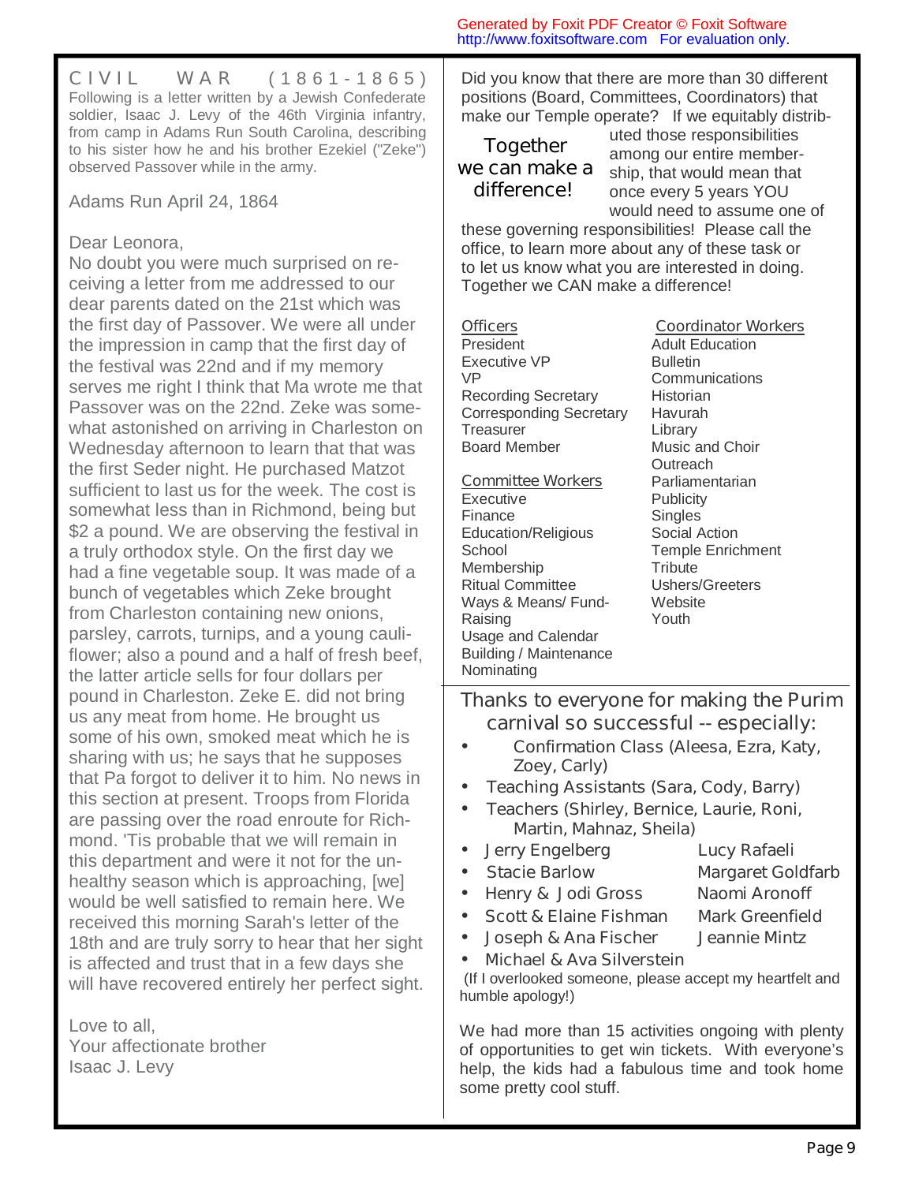## CIVIL WAR (1861-1865)

Following is a letter written by a Jewish Confederate soldier, Isaac J. Levy of the 46th Virginia infantry, from camp in Adams Run South Carolina, describing to his sister how he and his brother Ezekiel ("Zeke") observed Passover while in the army.

Adams Run April 24, 1864

Dear Leonora,

No doubt you were much surprised on receiving a letter from me addressed to our dear parents dated on the 21st which was the first day of Passover. We were all under the impression in camp that the first day of the festival was 22nd and if my memory serves me right I think that Ma wrote me that Passover was on the 22nd. Zeke was somewhat astonished on arriving in Charleston on Wednesday afternoon to learn that that was the first Seder night. He purchased Matzot sufficient to last us for the week. The cost is somewhat less than in Richmond, being but $2 a pound. We are observing the festival in a truly orthodox style. On the first day we had a fine vegetable soup. It was made of a bunch of vegetables which Zeke brought from Charleston containing new onions, parsley, carrots, turnips, and a young cauliflower; also a pound and a half of fresh beef, the latter article sells for four dollars per pound in Charleston. Zeke E. did not bring us any meat from home. He brought us some of his own, smoked meat which he is sharing with us; he says that he supposes that Pa forgot to deliver it to him. No news in this section at present. Troops from Florida are passing over the road enroute for Richmond. 'Tis probable that we will remain in this department and were it not for the unhealthy season which is approaching, [we] would be well satisfied to remain here. We received this morning Sarah's letter of the 18th and are truly sorry to hear that her sight is affected and trust that in a few days she will have recovered entirely her perfect sight.

Love to all,
Your affectionate brother
Isaac J. Levy

---

Did you know that there are more than 30 different positions (Board, Committees, Coordinators) that make our Temple operate? If we equitably distributed those responsibilities among our entire membership, that would mean that once every 5 years YOU would need to assume one of these governing responsibilities! Please call the office, to learn more about any of these task or to let us know what you are interested in doing. Together we CAN make a difference!

**Together we can make a difference!**

**Officers**
- President
- Executive VP
- VP
- Recording Secretary
- Corresponding Secretary
- Treasurer
- Board Member

**Committee Workers**
- Executive
- Finance
- Education/Religious School
- Membership
- Ritual Committee
- Ways & Means/ Fund-Raising
- Usage and Calendar
- Building / Maintenance
- Nominating

**Coordinator Workers**
- Adult Education
- Bulletin
- Communications
- Historian
- Havurah
- Library
- Music and Choir
- Outreach
- Parliamentarian
- Publicity
- Singles
- Social Action
- Temple Enrichment
- Tribute
- Ushers/Greeters
- Website
- Youth

---

## Thanks to everyone for making the Purim carnival so successful -- especially:

- Confirmation Class (Aleesa, Ezra, Katy, Zoey, Carly)
- Teaching Assistants (Sara, Cody, Barry)
- Teachers (Shirley, Bernice, Laurie, Roni, Martin, Mahnaz, Sheila)
- Jerry Engelberg
- Stacie Barlow
- Henry & Jodi Gross
- Scott & Elaine Fishman
- Joseph & Ana Fischer
- Michael & Ava Silverstein
- Lucy Rafaeli
- Margaret Goldfarb
- Naomi Aronoff
- Mark Greenfield
- Jeannie Mintz

(If I overlooked someone, please accept my heartfelt and humble apology!)

We had more than 15 activities ongoing with plenty of opportunities to get win tickets. With everyone's help, the kids had a fabulous time and took home some pretty cool stuff.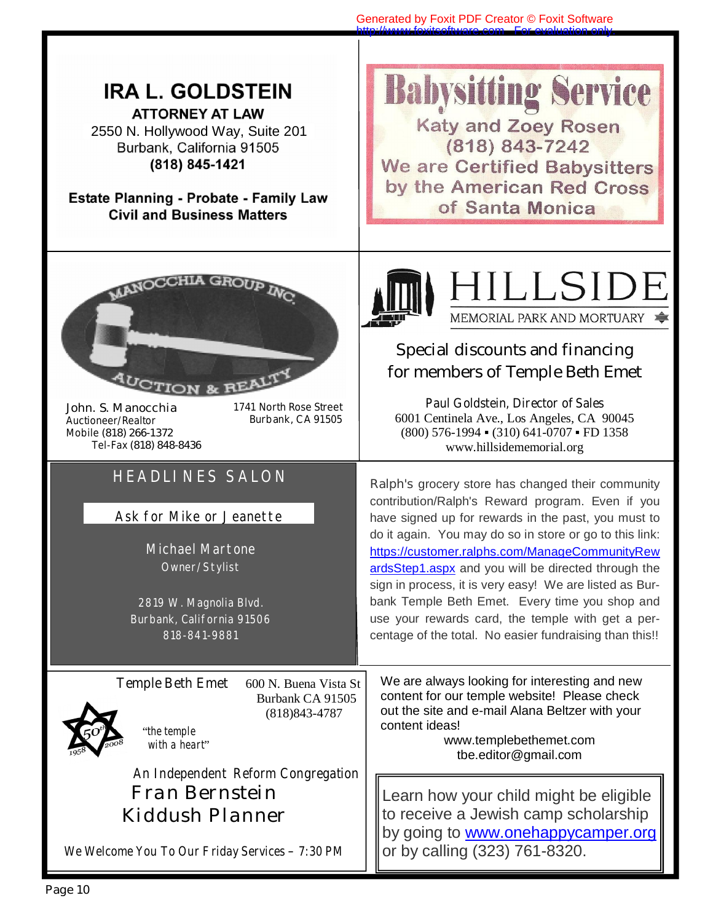**IRA L. GOLDSTEIN**

**ATTORNEY AT LAW**

2550 N. Hollywood Way, Suite 201
Burbank, California 91505
**(818) 845-1421**

**Estate Planning - Probate - Family Law**
**Civil and Business Matters**

---

**Babysitting Service**

Katy and Zoey Rosen
(818) 843-7242
We are Certified Babysitters by the American Red Cross of Santa Monica

---

MANOCCHIA GROUP INC.
AUCTION & REALTY

John. S. Manocchia
Auctioneer/Realtor
Mobile (818) 266-1372
Tel-Fax (818) 848-8436

1741 North Rose Street
Burbank, CA 91505

---

HILLSIDE
MEMORIAL PARK AND MORTUARY

Special discounts and financing for members of Temple Beth Emet

Paul Goldstein, Director of Sales
6001 Centinela Ave., Los Angeles, CA 90045
(800) 576-1994 ▪ (310) 641-0707 ▪ FD 1358
www.hillsidememorial.org

---

HEADLINES SALON

Ask for Mike or Jeanette

Michael Martone
Owner/Stylist

2819 W. Magnolia Blvd.
Burbank, California 91506
818-841-9881

---

Ralph's grocery store has changed their community contribution/Ralph's Reward program. Even if you have signed up for rewards in the past, you must to do it again. You may do so in store or go to this link: https://customer.ralphs.com/ManageCommunityRewardsStep1.aspx and you will be directed through the sign in process, it is very easy! We are listed as Burbank Temple Beth Emet. Every time you shop and use your rewards card, the temple with get a percentage of the total. No easier fundraising than this!!

---

Temple Beth Emet

600 N. Buena Vista St
Burbank CA 91505
(818)843-4787

50th 1958 2008

"the temple with a heart"

An Independent Reform Congregation

Fran Bernstein
Kiddush Planner

We Welcome You To Our Friday Services – 7:30 PM

---

We are always looking for interesting and new content for our temple website! Please check out the site and e-mail Alana Beltzer with your content ideas!

www.templebethemet.com
tbe.editor@gmail.com

---

Learn how your child might be eligible to receive a Jewish camp scholarship by going to www.onehappycamper.org or by calling (323) 761-8320.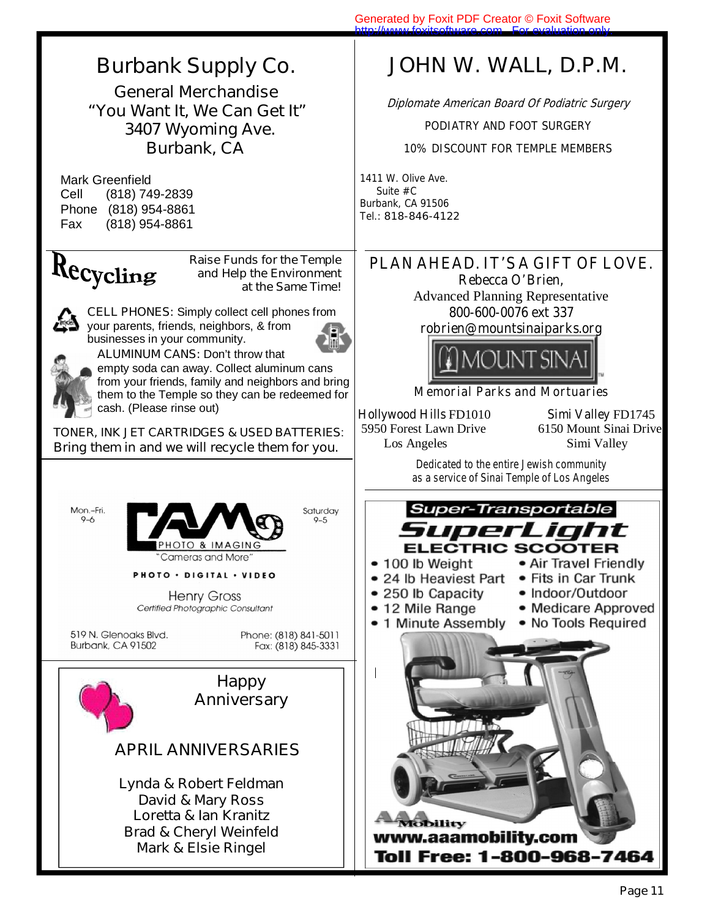## Burbank Supply Co.

General Merchandise
"You Want It, We Can Get It"
3407 Wyoming Ave.
Burbank, CA

Mark Greenfield
Cell (818) 749-2839
Phone (818) 954-8861
Fax (818) 954-8861

## JOHN W. WALL, D.P.M.

*Diplomate American Board Of Podiatric Surgery*

PODIATRY AND FOOT SURGERY

10% DISCOUNT FOR TEMPLE MEMBERS

1411 W. Olive Ave.
Suite #C
Burbank, CA 91506
Tel.: 818-846-4122

## Recycling

Raise Funds for the Temple and Help the Environment at the Same Time!

CELL PHONES: Simply collect cell phones from your parents, friends, neighbors, & from businesses in your community.

ALUMINUM CANS: Don't throw that empty soda can away. Collect aluminum cans from your friends, family and neighbors and bring them to the Temple so they can be redeemed for cash. (Please rinse out)

TONER, INK JET CARTRIDGES & USED BATTERIES: Bring them in and we will recycle them for you.

## PLAN AHEAD. IT'S A GIFT OF LOVE.

Rebecca O'Brien,
Advanced Planning Representative
800-600-0076 ext 337
robrien@mountsinaiparks.org

MOUNT SINAI
Memorial Parks and Mortuaries

Hollywood Hills FD1010
5950 Forest Lawn Drive
Los Angeles

Simi Valley FD1745
6150 Mount Sinai Drive
Simi Valley

Dedicated to the entire Jewish community as a service of Sinai Temple of Los Angeles

## CAMO PHOTO & IMAGING

"Cameras and More"

Mon.–Fri. 9–6
Saturday 9–5

PHOTO • DIGITAL • VIDEO

Henry Gross
*Certified Photographic Consultant*

519 N. Glenoaks Blvd.
Burbank, CA 91502

Phone: (818) 841-5011
Fax: (818) 845-3331

## Super-Transportable SuperLight ELECTRIC SCOOTER

- 100 lb Weight
- 24 lb Heaviest Part
- 250 lb Capacity
- 12 Mile Range
- 1 Minute Assembly
- Air Travel Friendly
- Fits in Car Trunk
- Indoor/Outdoor
- Medicare Approved
- No Tools Required

AAA Mobility
www.aaamobility.com
Toll Free: 1-800-968-7464

## Happy Anniversary

### APRIL ANNIVERSARIES

Lynda & Robert Feldman
David & Mary Ross
Loretta & Ian Kranitz
Brad & Cheryl Weinfeld
Mark & Elsie Ringel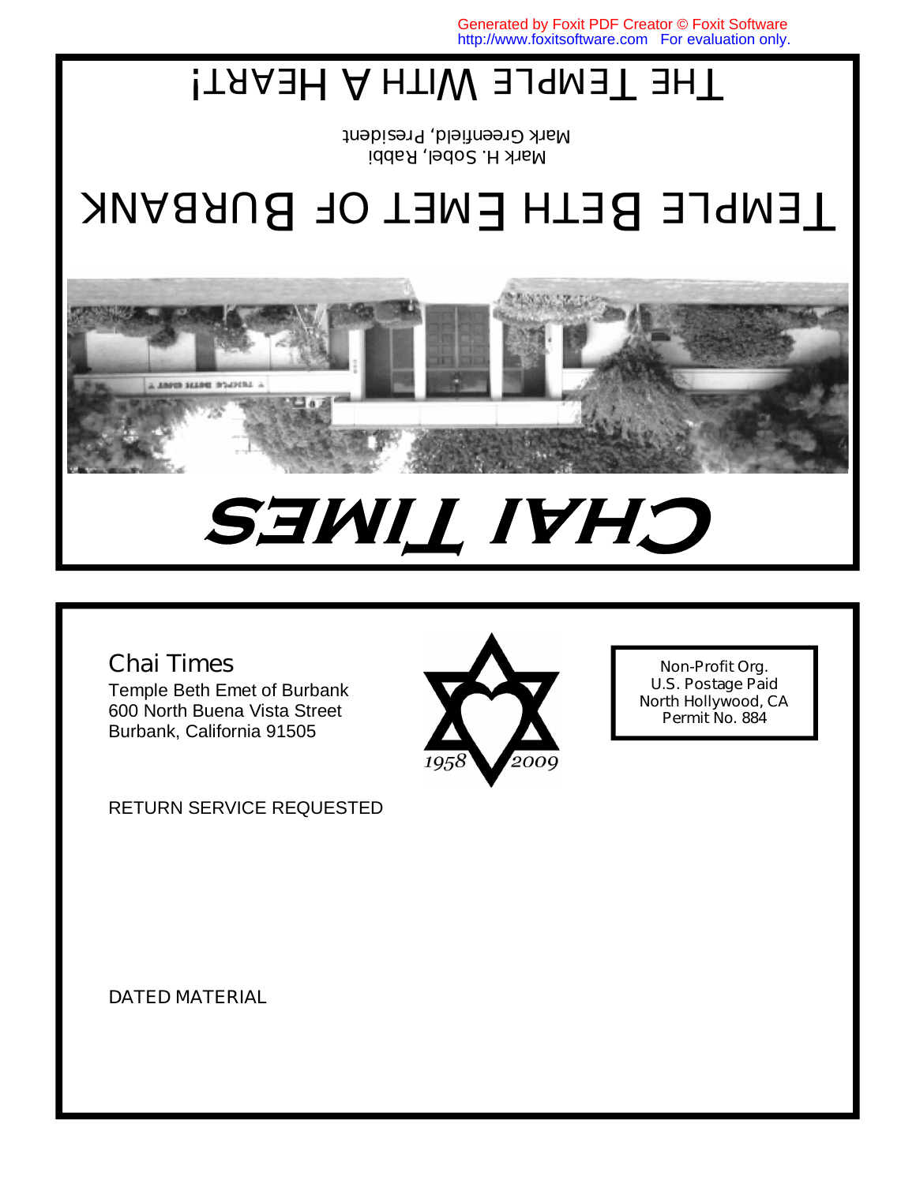# The Temple With A Heart!

Mark Greenfield, President

Mark H. Sobel, Rabbi

# Temple Beth Emet of Burbank

# Chai Times

Chai Times
Temple Beth Emet of Burbank
600 North Buena Vista Street
Burbank, California 91505

1958 2009

Non-Profit Org.
U.S. Postage Paid
North Hollywood, CA
Permit No. 884

RETURN SERVICE REQUESTED

DATED MATERIAL